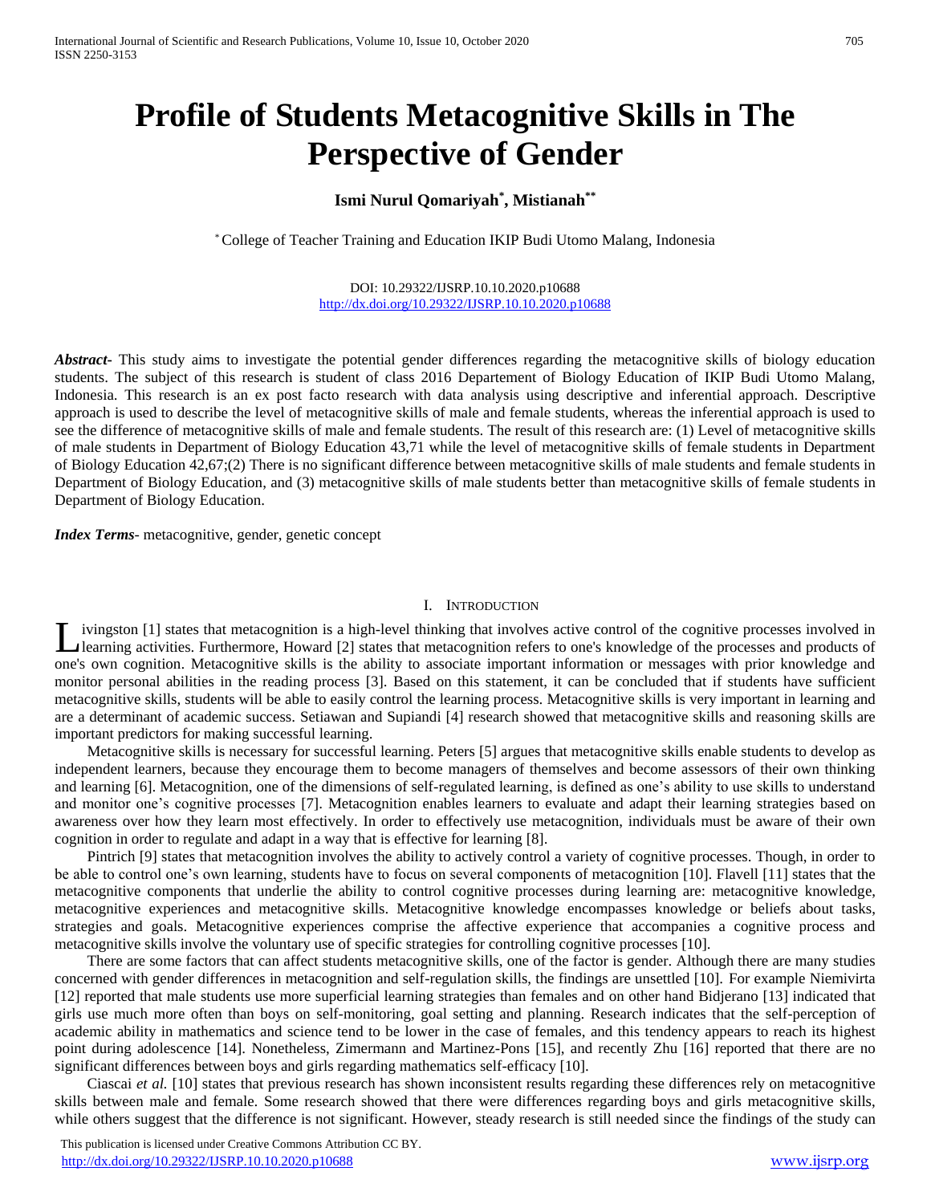# Profile of Students Metacognitive Skills in The Perspective of Gender

**Ismi Nurul Qomariyah[*], Mistianah[**]**

[*] College of Teacher Training and Education IKIP Budi Utomo Malang, Indonesia

DOI: 10.29322/IJSRP.10.10.2020.p10688
http://dx.doi.org/10.29322/IJSRP.10.10.2020.p10688

***Abstract-*** This study aims to investigate the potential gender differences regarding the metacognitive skills of biology education students. The subject of this research is student of class 2016 Departement of Biology Education of IKIP Budi Utomo Malang, Indonesia. This research is an ex post facto research with data analysis using descriptive and inferential approach. Descriptive approach is used to describe the level of metacognitive skills of male and female students, whereas the inferential approach is used to see the difference of metacognitive skills of male and female students. The result of this research are: (1) Level of metacognitive skills of male students in Department of Biology Education 43,71 while the level of metacognitive skills of female students in Department of Biology Education 42,67;(2) There is no significant difference between metacognitive skills of male students and female students in Department of Biology Education, and (3) metacognitive skills of male students better than metacognitive skills of female students in Department of Biology Education.

***Index Terms*****-** metacognitive, gender, genetic concept

## I. Introduction

Livingston [1] states that metacognition is a high-level thinking that involves active control of the cognitive processes involved in learning activities. Furthermore, Howard [2] states that metacognition refers to one's knowledge of the processes and products of one's own cognition. Metacognitive skills is the ability to associate important information or messages with prior knowledge and monitor personal abilities in the reading process [3]. Based on this statement, it can be concluded that if students have sufficient metacognitive skills, students will be able to easily control the learning process. Metacognitive skills is very important in learning and are a determinant of academic success. Setiawan and Supiandi [4] research showed that metacognitive skills and reasoning skills are important predictors for making successful learning.

Metacognitive skills is necessary for successful learning. Peters [5] argues that metacognitive skills enable students to develop as independent learners, because they encourage them to become managers of themselves and become assessors of their own thinking and learning [6]. Metacognition, one of the dimensions of self-regulated learning, is defined as one's ability to use skills to understand and monitor one's cognitive processes [7]. Metacognition enables learners to evaluate and adapt their learning strategies based on awareness over how they learn most effectively. In order to effectively use metacognition, individuals must be aware of their own cognition in order to regulate and adapt in a way that is effective for learning [8].

Pintrich [9] states that metacognition involves the ability to actively control a variety of cognitive processes. Though, in order to be able to control one's own learning, students have to focus on several components of metacognition [10]. Flavell [11] states that the metacognitive components that underlie the ability to control cognitive processes during learning are: metacognitive knowledge, metacognitive experiences and metacognitive skills. Metacognitive knowledge encompasses knowledge or beliefs about tasks, strategies and goals. Metacognitive experiences comprise the affective experience that accompanies a cognitive process and metacognitive skills involve the voluntary use of specific strategies for controlling cognitive processes [10].

There are some factors that can affect students metacognitive skills, one of the factor is gender. Although there are many studies concerned with gender differences in metacognition and self-regulation skills, the findings are unsettled [10]. For example Niemivirta [12] reported that male students use more superficial learning strategies than females and on other hand Bidjerano [13] indicated that girls use much more often than boys on self-monitoring, goal setting and planning. Research indicates that the self-perception of academic ability in mathematics and science tend to be lower in the case of females, and this tendency appears to reach its highest point during adolescence [14]. Nonetheless, Zimermann and Martinez-Pons [15], and recently Zhu [16] reported that there are no significant differences between boys and girls regarding mathematics self-efficacy [10].

Ciascai *et al.* [10] states that previous research has shown inconsistent results regarding these differences rely on metacognitive skills between male and female. Some research showed that there were differences regarding boys and girls metacognitive skills, while others suggest that the difference is not significant. However, steady research is still needed since the findings of the study can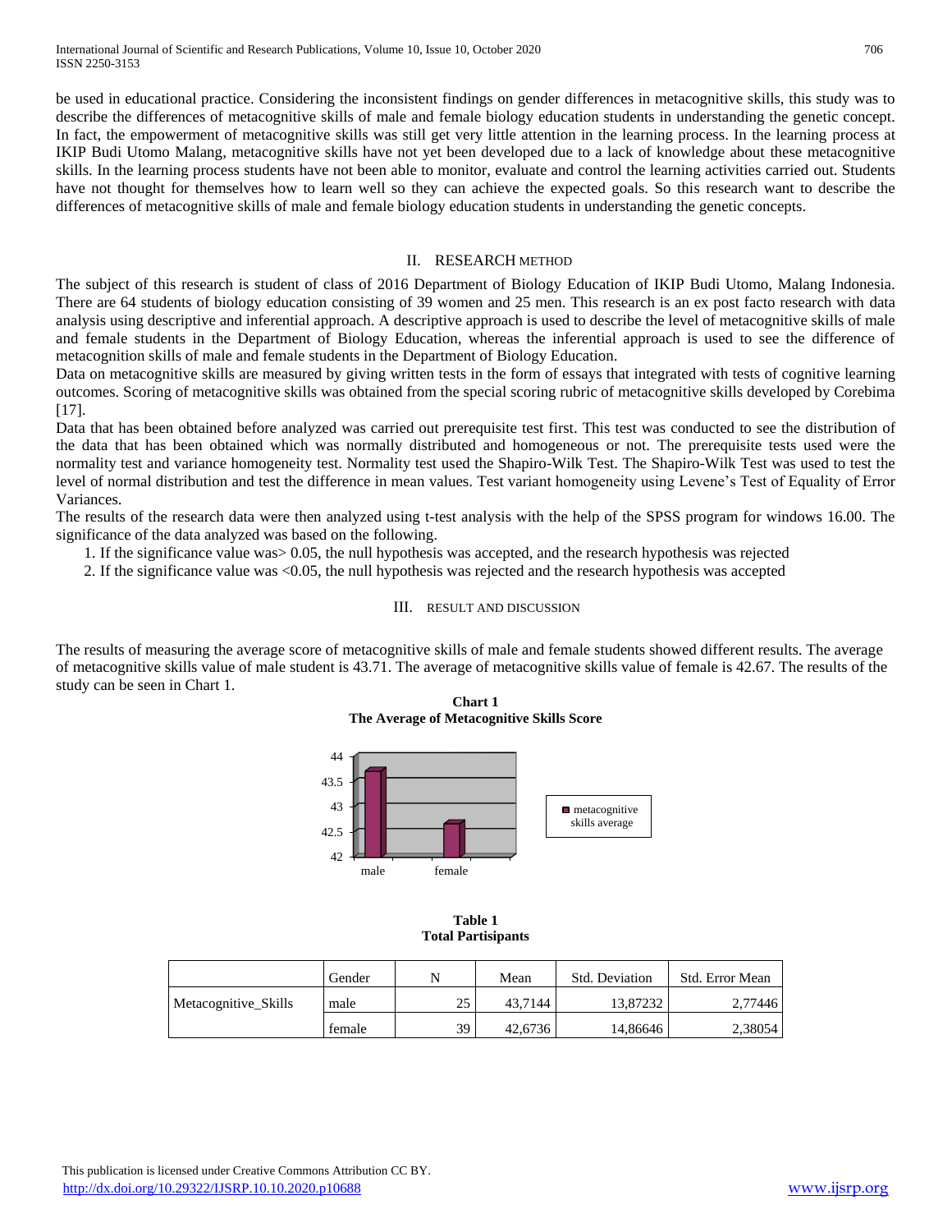be used in educational practice. Considering the inconsistent findings on gender differences in metacognitive skills, this study was to describe the differences of metacognitive skills of male and female biology education students in understanding the genetic concept. In fact, the empowerment of metacognitive skills was still get very little attention in the learning process. In the learning process at IKIP Budi Utomo Malang, metacognitive skills have not yet been developed due to a lack of knowledge about these metacognitive skills. In the learning process students have not been able to monitor, evaluate and control the learning activities carried out. Students have not thought for themselves how to learn well so they can achieve the expected goals. So this research want to describe the differences of metacognitive skills of male and female biology education students in understanding the genetic concepts.

## II. RESEARCH METHOD

The subject of this research is student of class of 2016 Department of Biology Education of IKIP Budi Utomo, Malang Indonesia. There are 64 students of biology education consisting of 39 women and 25 men. This research is an ex post facto research with data analysis using descriptive and inferential approach. A descriptive approach is used to describe the level of metacognitive skills of male and female students in the Department of Biology Education, whereas the inferential approach is used to see the difference of metacognition skills of male and female students in the Department of Biology Education.

Data on metacognitive skills are measured by giving written tests in the form of essays that integrated with tests of cognitive learning outcomes. Scoring of metacognitive skills was obtained from the special scoring rubric of metacognitive skills developed by Corebima [17].

Data that has been obtained before analyzed was carried out prerequisite test first. This test was conducted to see the distribution of the data that has been obtained which was normally distributed and homogeneous or not. The prerequisite tests used were the normality test and variance homogeneity test. Normality test used the Shapiro-Wilk Test. The Shapiro-Wilk Test was used to test the level of normal distribution and test the difference in mean values. Test variant homogeneity using Levene's Test of Equality of Error Variances.

The results of the research data were then analyzed using t-test analysis with the help of the SPSS program for windows 16.00. The significance of the data analyzed was based on the following.

1. If the significance value was> 0.05, the null hypothesis was accepted, and the research hypothesis was rejected
2. If the significance value was <0.05, the null hypothesis was rejected and the research hypothesis was accepted

## III. RESULT AND DISCUSSION

The results of measuring the average score of metacognitive skills of male and female students showed different results. The average of metacognitive skills value of male student is 43.71. The average of metacognitive skills value of female is 42.67. The results of the study can be seen in Chart 1.

**Chart 1**
**The Average of Metacognitive Skills Score**

| | metacognitive skills average |
|---|---|
| male | 43.71 |
| female | 42.67 |

**Table 1**
**Total Partisipants**

| | Gender | N | Mean | Std. Deviation | Std. Error Mean |
|---|---|---|---|---|---|
| Metacognitive_Skills | male | 25 | 43,7144 | 13,87232 | 2,77446 |
| | female | 39 | 42,6736 | 14,86646 | 2,38054 |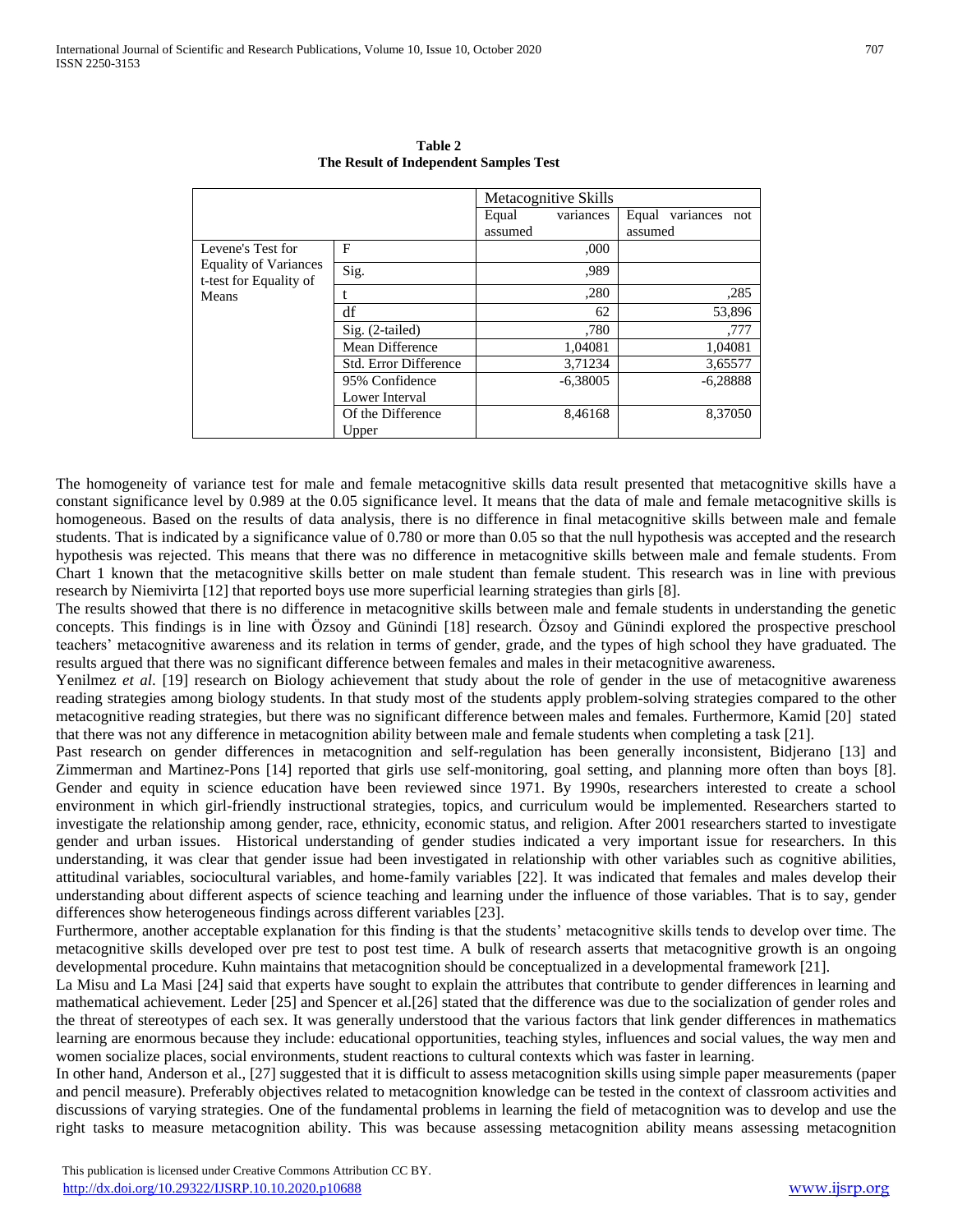**Table 2**
**The Result of Independent Samples Test**

| | | Metacognitive Skills | |
|---|---|---|---|
| | | Equal variances assumed | Equal variances not assumed |
| Levene's Test for Equality of Variances | F | ,000 | |
| | Sig. | ,989 | |
| t-test for Equality of Means | t | ,280 | ,285 |
| | df | 62 | 53,896 |
| | Sig. (2-tailed) | ,780 | ,777 |
| | Mean Difference | 1,04081 | 1,04081 |
| | Std. Error Difference | 3,71234 | 3,65577 |
| | 95% Confidence Lower Interval | -6,38005 | -6,28888 |
| | Of the Difference Upper | 8,46168 | 8,37050 |

The homogeneity of variance test for male and female metacognitive skills data result presented that metacognitive skills have a constant significance level by 0.989 at the 0.05 significance level. It means that the data of male and female metacognitive skills is homogeneous. Based on the results of data analysis, there is no difference in final metacognitive skills between male and female students. That is indicated by a significance value of 0.780 or more than 0.05 so that the null hypothesis was accepted and the research hypothesis was rejected. This means that there was no difference in metacognitive skills between male and female students. From Chart 1 known that the metacognitive skills better on male student than female student. This research was in line with previous research by Niemivirta [12] that reported boys use more superficial learning strategies than girls [8].

The results showed that there is no difference in metacognitive skills between male and female students in understanding the genetic concepts. This findings is in line with Özsoy and Günindi [18] research. Özsoy and Günindi explored the prospective preschool teachers' metacognitive awareness and its relation in terms of gender, grade, and the types of high school they have graduated. The results argued that there was no significant difference between females and males in their metacognitive awareness.

Yenilmez *et al*. [19] research on Biology achievement that study about the role of gender in the use of metacognitive awareness reading strategies among biology students. In that study most of the students apply problem-solving strategies compared to the other metacognitive reading strategies, but there was no significant difference between males and females. Furthermore, Kamid [20] stated that there was not any difference in metacognition ability between male and female students when completing a task [21].

Past research on gender differences in metacognition and self-regulation has been generally inconsistent, Bidjerano [13] and Zimmerman and Martinez-Pons [14] reported that girls use self-monitoring, goal setting, and planning more often than boys [8]. Gender and equity in science education have been reviewed since 1971. By 1990s, researchers interested to create a school environment in which girl-friendly instructional strategies, topics, and curriculum would be implemented. Researchers started to investigate the relationship among gender, race, ethnicity, economic status, and religion. After 2001 researchers started to investigate gender and urban issues. Historical understanding of gender studies indicated a very important issue for researchers. In this understanding, it was clear that gender issue had been investigated in relationship with other variables such as cognitive abilities, attitudinal variables, sociocultural variables, and home-family variables [22]. It was indicated that females and males develop their understanding about different aspects of science teaching and learning under the influence of those variables. That is to say, gender differences show heterogeneous findings across different variables [23].

Furthermore, another acceptable explanation for this finding is that the students' metacognitive skills tends to develop over time. The metacognitive skills developed over pre test to post test time. A bulk of research asserts that metacognitive growth is an ongoing developmental procedure. Kuhn maintains that metacognition should be conceptualized in a developmental framework [21].

La Misu and La Masi [24] said that experts have sought to explain the attributes that contribute to gender differences in learning and mathematical achievement. Leder [25] and Spencer et al.[26] stated that the difference was due to the socialization of gender roles and the threat of stereotypes of each sex. It was generally understood that the various factors that link gender differences in mathematics learning are enormous because they include: educational opportunities, teaching styles, influences and social values, the way men and women socialize places, social environments, student reactions to cultural contexts which was faster in learning.

In other hand, Anderson et al., [27] suggested that it is difficult to assess metacognition skills using simple paper measurements (paper and pencil measure). Preferably objectives related to metacognition knowledge can be tested in the context of classroom activities and discussions of varying strategies. One of the fundamental problems in learning the field of metacognition was to develop and use the right tasks to measure metacognition ability. This was because assessing metacognition ability means assessing metacognition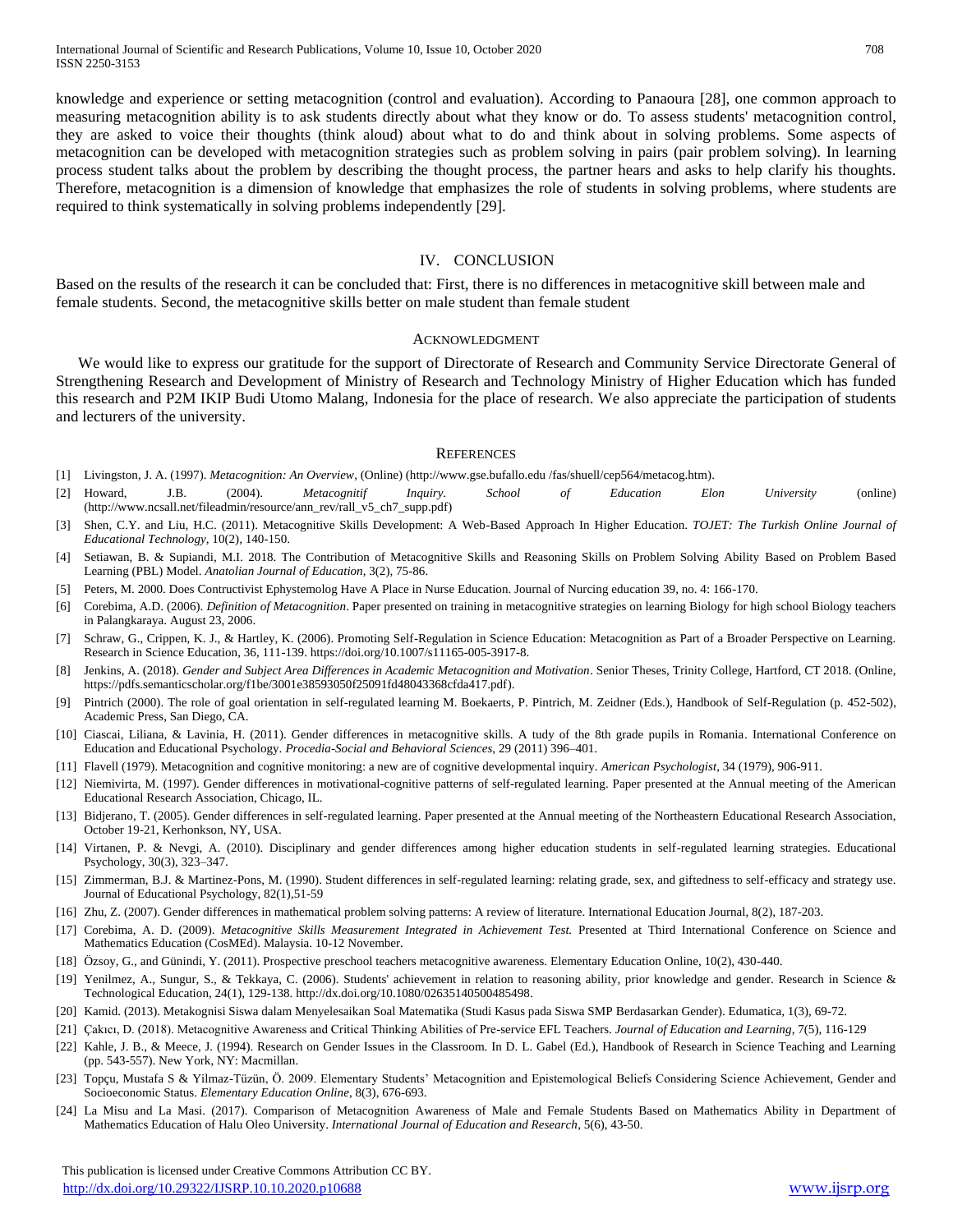knowledge and experience or setting metacognition (control and evaluation). According to Panaoura [28], one common approach to measuring metacognition ability is to ask students directly about what they know or do. To assess students' metacognition control, they are asked to voice their thoughts (think aloud) about what to do and think about in solving problems. Some aspects of metacognition can be developed with metacognition strategies such as problem solving in pairs (pair problem solving). In learning process student talks about the problem by describing the thought process, the partner hears and asks to help clarify his thoughts. Therefore, metacognition is a dimension of knowledge that emphasizes the role of students in solving problems, where students are required to think systematically in solving problems independently [29].

## IV. CONCLUSION

Based on the results of the research it can be concluded that: First, there is no differences in metacognitive skill between male and female students. Second, the metacognitive skills better on male student than female student

## ACKNOWLEDGMENT

We would like to express our gratitude for the support of Directorate of Research and Community Service Directorate General of Strengthening Research and Development of Ministry of Research and Technology Ministry of Higher Education which has funded this research and P2M IKIP Budi Utomo Malang, Indonesia for the place of research. We also appreciate the participation of students and lecturers of the university.

## REFERENCES

[1] Livingston, J. A. (1997). *Metacognition: An Overview*, (Online) (http://www.gse.bufallo.edu /fas/shuell/cep564/metacog.htm).

[2] Howard, J.B. (2004). *Metacognitif Inquiry. School of Education Elon University* (online) (http://www.ncsall.net/fileadmin/resource/ann_rev/rall_v5_ch7_supp.pdf)

[3] Shen, C.Y. and Liu, H.C. (2011). Metacognitive Skills Development: A Web-Based Approach In Higher Education. *TOJET: The Turkish Online Journal of Educational Technology*, 10(2), 140-150.

[4] Setiawan, B. & Supiandi, M.I. 2018. The Contribution of Metacognitive Skills and Reasoning Skills on Problem Solving Ability Based on Problem Based Learning (PBL) Model. *Anatolian Journal of Education*, 3(2), 75-86.

[5] Peters, M. 2000. Does Contructivist Ephystemolog Have A Place in Nurse Education. Journal of Nurcing education 39, no. 4: 166-170.

[6] Corebima, A.D. (2006). *Definition of Metacognition*. Paper presented on training in metacognitive strategies on learning Biology for high school Biology teachers in Palangkaraya. August 23, 2006.

[7] Schraw, G., Crippen, K. J., & Hartley, K. (2006). Promoting Self-Regulation in Science Education: Metacognition as Part of a Broader Perspective on Learning. Research in Science Education, 36, 111-139. https://doi.org/10.1007/s11165-005-3917-8.

[8] Jenkins, A. (2018). *Gender and Subject Area Differences in Academic Metacognition and Motivation*. Senior Theses, Trinity College, Hartford, CT 2018. (Online, https://pdfs.semanticscholar.org/f1be/3001e38593050f25091fd48043368cfda417.pdf).

[9] Pintrich (2000). The role of goal orientation in self-regulated learning M. Boekaerts, P. Pintrich, M. Zeidner (Eds.), Handbook of Self-Regulation (p. 452-502), Academic Press, San Diego, CA.

[10] Ciascai, Liliana, & Lavinia, H. (2011). Gender differences in metacognitive skills. A tudy of the 8th grade pupils in Romania. International Conference on Education and Educational Psychology. *Procedia-Social and Behavioral Sciences*, 29 (2011) 396–401.

[11] Flavell (1979). Metacognition and cognitive monitoring: a new are of cognitive developmental inquiry. *American Psychologist*, 34 (1979), 906-911.

[12] Niemivirta, M. (1997). Gender differences in motivational-cognitive patterns of self-regulated learning. Paper presented at the Annual meeting of the American Educational Research Association, Chicago, IL.

[13] Bidjerano, T. (2005). Gender differences in self-regulated learning. Paper presented at the Annual meeting of the Northeastern Educational Research Association, October 19-21, Kerhonkson, NY, USA.

[14] Virtanen, P. & Nevgi, A. (2010). Disciplinary and gender differences among higher education students in self-regulated learning strategies. Educational Psychology, 30(3), 323–347.

[15] Zimmerman, B.J. & Martinez-Pons, M. (1990). Student differences in self-regulated learning: relating grade, sex, and giftedness to self-efficacy and strategy use. Journal of Educational Psychology, 82(1),51-59

[16] Zhu, Z. (2007). Gender differences in mathematical problem solving patterns: A review of literature. International Education Journal, 8(2), 187-203.

[17] Corebima, A. D. (2009). *Metacognitive Skills Measurement Integrated in Achievement Test.* Presented at Third International Conference on Science and Mathematics Education (CosMEd). Malaysia. 10-12 November.

[18] Özsoy, G., and Günindi, Y. (2011). Prospective preschool teachers metacognitive awareness. Elementary Education Online, 10(2), 430-440.

[19] Yenilmez, A., Sungur, S., & Tekkaya, C. (2006). Students' achievement in relation to reasoning ability, prior knowledge and gender. Research in Science & Technological Education, 24(1), 129-138. http://dx.doi.org/10.1080/02635140500485498.

[20] Kamid. (2013). Metakognisi Siswa dalam Menyelesaikan Soal Matematika (Studi Kasus pada Siswa SMP Berdasarkan Gender). Edumatica, 1(3), 69-72.

[21] Çakıcı, D. (2018). Metacognitive Awareness and Critical Thinking Abilities of Pre-service EFL Teachers. *Journal of Education and Learning*, 7(5), 116-129

[22] Kahle, J. B., & Meece, J. (1994). Research on Gender Issues in the Classroom. In D. L. Gabel (Ed.), Handbook of Research in Science Teaching and Learning (pp. 543-557). New York, NY: Macmillan.

[23] Topçu, Mustafa S & Yilmaz-Tüzün, Ö. 2009. Elementary Students' Metacognition and Epistemological Beliefs Considering Science Achievement, Gender and Socioeconomic Status. *Elementary Education Online*, 8(3), 676-693.

[24] La Misu and La Masi. (2017). Comparison of Metacognition Awareness of Male and Female Students Based on Mathematics Ability in Department of Mathematics Education of Halu Oleo University. *International Journal of Education and Research*, 5(6), 43-50.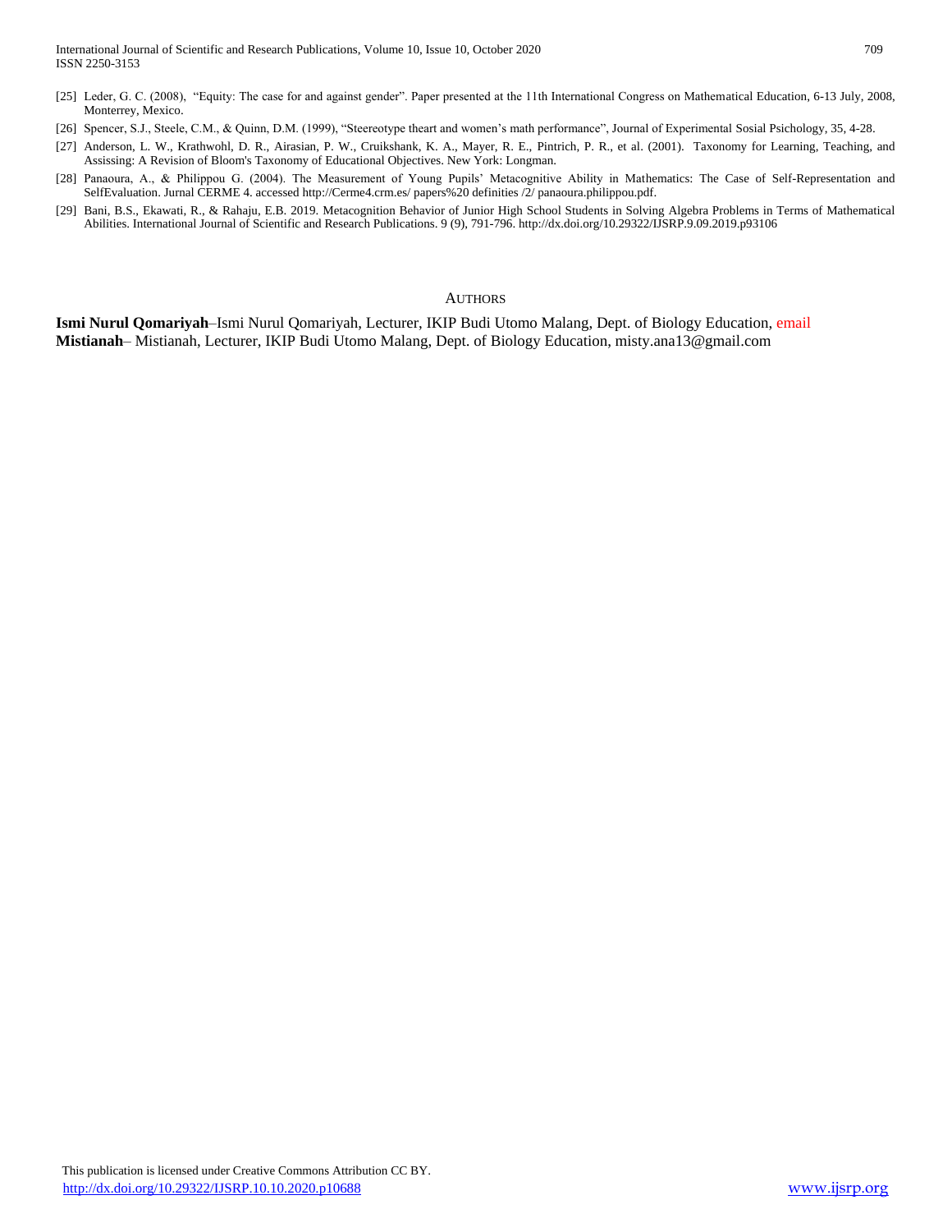[25] Leder, G. C. (2008), "Equity: The case for and against gender". Paper presented at the 11th International Congress on Mathematical Education, 6-13 July, 2008, Monterrey, Mexico.

[26] Spencer, S.J., Steele, C.M., & Quinn, D.M. (1999), "Steereotype theart and women's math performance", Journal of Experimental Sosial Psichology, 35, 4-28.

[27] Anderson, L. W., Krathwohl, D. R., Airasian, P. W., Cruikshank, K. A., Mayer, R. E., Pintrich, P. R., et al. (2001). Taxonomy for Learning, Teaching, and Assissing: A Revision of Bloom's Taxonomy of Educational Objectives. New York: Longman.

[28] Panaoura, A., & Philippou G. (2004). The Measurement of Young Pupils' Metacognitive Ability in Mathematics: The Case of Self-Representation and SelfEvaluation. Jurnal CERME 4. accessed http://Cerme4.crm.es/ papers%20 definities /2/ panaoura.philippou.pdf.

[29] Bani, B.S., Ekawati, R., & Rahaju, E.B. 2019. Metacognition Behavior of Junior High School Students in Solving Algebra Problems in Terms of Mathematical Abilities. International Journal of Scientific and Research Publications. 9 (9), 791-796. http://dx.doi.org/10.29322/IJSRP.9.09.2019.p93106

## AUTHORS

**Ismi Nurul Qomariyah**–Ismi Nurul Qomariyah, Lecturer, IKIP Budi Utomo Malang, Dept. of Biology Education, email
**Mistianah**– Mistianah, Lecturer, IKIP Budi Utomo Malang, Dept. of Biology Education, misty.ana13@gmail.com